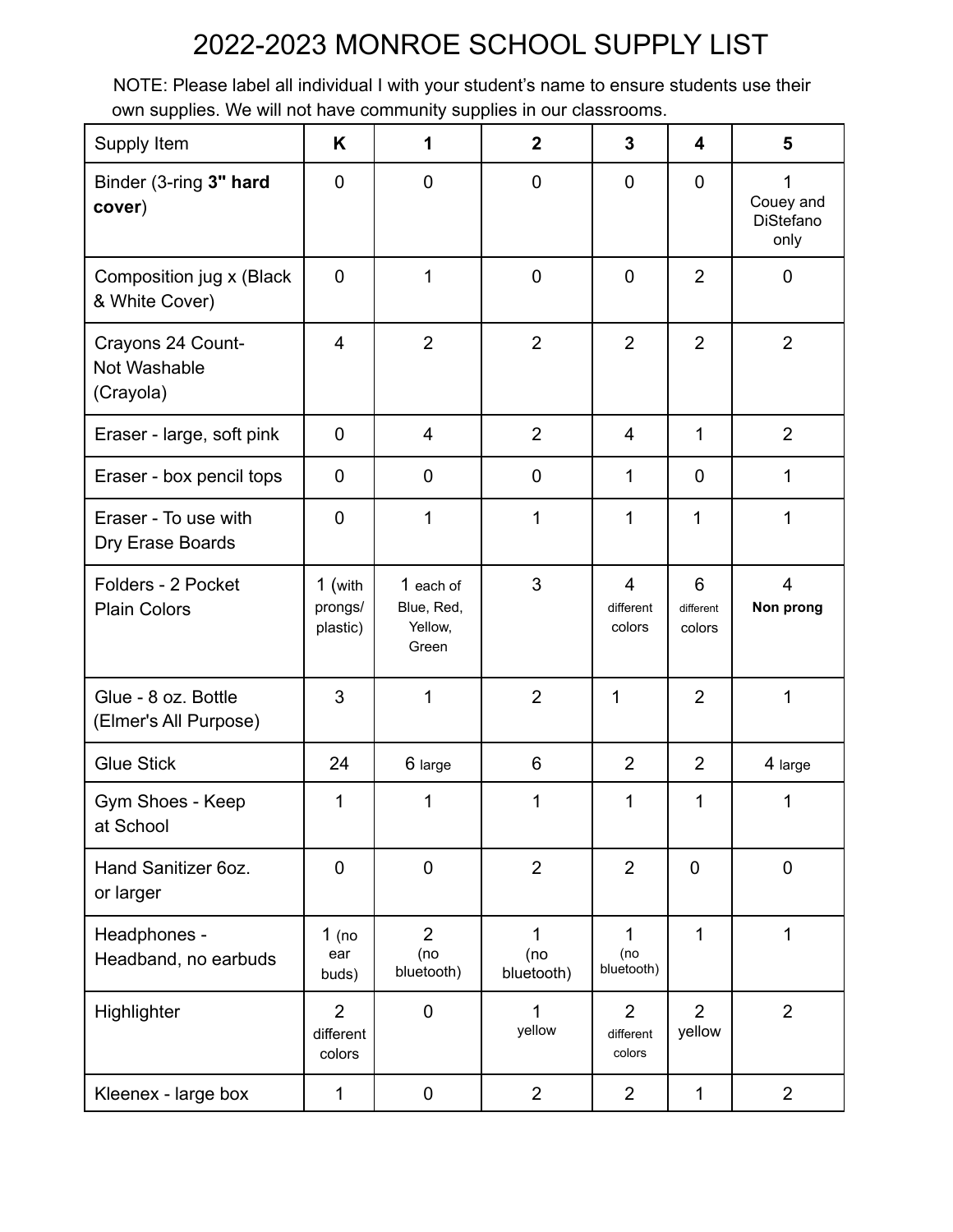# 2022-2023 MONROE SCHOOL SUPPLY LIST

NOTE: Please label all individual I with your student's name to ensure students use their own supplies. We will not have community supplies in our classrooms.

| Supply Item | K | 1 | 2 | 3 | 4 | 5 |
|---|---|---|---|---|---|---|
| Binder (3-ring **3" hard cover**) | 0 | 0 | 0 | 0 | 0 | 1 Couey and DiStefano only |
| Composition jug x (Black & White Cover) | 0 | 1 | 0 | 0 | 2 | 0 |
| Crayons 24 Count- Not Washable (Crayola) | 4 | 2 | 2 | 2 | 2 | 2 |
| Eraser - large, soft pink | 0 | 4 | 2 | 4 | 1 | 2 |
| Eraser - box pencil tops | 0 | 0 | 0 | 1 | 0 | 1 |
| Eraser - To use with Dry Erase Boards | 0 | 1 | 1 | 1 | 1 | 1 |
| Folders - 2 Pocket Plain Colors | 1 (with prongs/ plastic) | 1 each of Blue, Red, Yellow, Green | 3 | 4 different colors | 6 different colors | 4 **Non prong** |
| Glue - 8 oz. Bottle (Elmer's All Purpose) | 3 | 1 | 2 | 1 | 2 | 1 |
| Glue Stick | 24 | 6 large | 6 | 2 | 2 | 4 large |
| Gym Shoes - Keep at School | 1 | 1 | 1 | 1 | 1 | 1 |
| Hand Sanitizer 6oz. or larger | 0 | 0 | 2 | 2 | 0 | 0 |
| Headphones - Headband, no earbuds | 1 (no ear buds) | 2 (no bluetooth) | 1 (no bluetooth) | 1 (no bluetooth) | 1 | 1 |
| Highlighter | 2 different colors | 0 | 1 yellow | 2 different colors | 2 yellow | 2 |
| Kleenex - large box | 1 | 0 | 2 | 2 | 1 | 2 |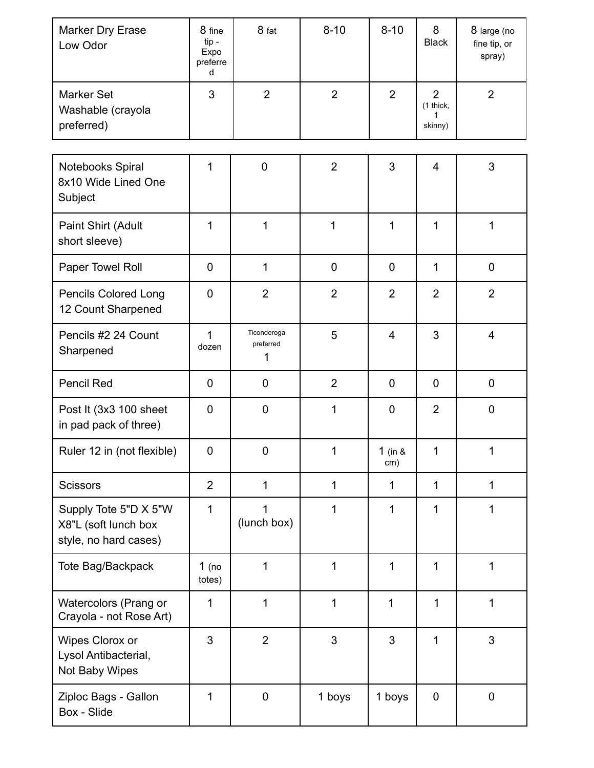| | | | | | | |
|---|---|---|---|---|---|---|
| Marker Dry Erase Low Odor | 8 fine tip - Expo preferred | 8 fat | 8-10 | 8-10 | 8 Black | 8 large (no fine tip, or spray) |
| Marker Set Washable (crayola preferred) | 3 | 2 | 2 | 2 | 2 (1 thick, 1 skinny) | 2 |

| | | | | | | |
|---|---|---|---|---|---|---|
| Notebooks Spiral 8x10 Wide Lined One Subject | 1 | 0 | 2 | 3 | 4 | 3 |
| Paint Shirt (Adult short sleeve) | 1 | 1 | 1 | 1 | 1 | 1 |
| Paper Towel Roll | 0 | 1 | 0 | 0 | 1 | 0 |
| Pencils Colored Long 12 Count Sharpened | 0 | 2 | 2 | 2 | 2 | 2 |
| Pencils #2 24 Count Sharpened | 1 dozen | Ticonderoga preferred 1 | 5 | 4 | 3 | 4 |
| Pencil Red | 0 | 0 | 2 | 0 | 0 | 0 |
| Post It (3x3 100 sheet in pad pack of three) | 0 | 0 | 1 | 0 | 2 | 0 |
| Ruler 12 in (not flexible) | 0 | 0 | 1 | 1 (in & cm) | 1 | 1 |
| Scissors | 2 | 1 | 1 | 1 | 1 | 1 |
| Supply Tote 5"D X 5"W X8"L (soft lunch box style, no hard cases) | 1 | 1 (lunch box) | 1 | 1 | 1 | 1 |
| Tote Bag/Backpack | 1 (no totes) | 1 | 1 | 1 | 1 | 1 |
| Watercolors (Prang or Crayola - not Rose Art) | 1 | 1 | 1 | 1 | 1 | 1 |
| Wipes Clorox or Lysol Antibacterial, Not Baby Wipes | 3 | 2 | 3 | 3 | 1 | 3 |
| Ziploc Bags - Gallon Box - Slide | 1 | 0 | 1 boys | 1 boys | 0 | 0 |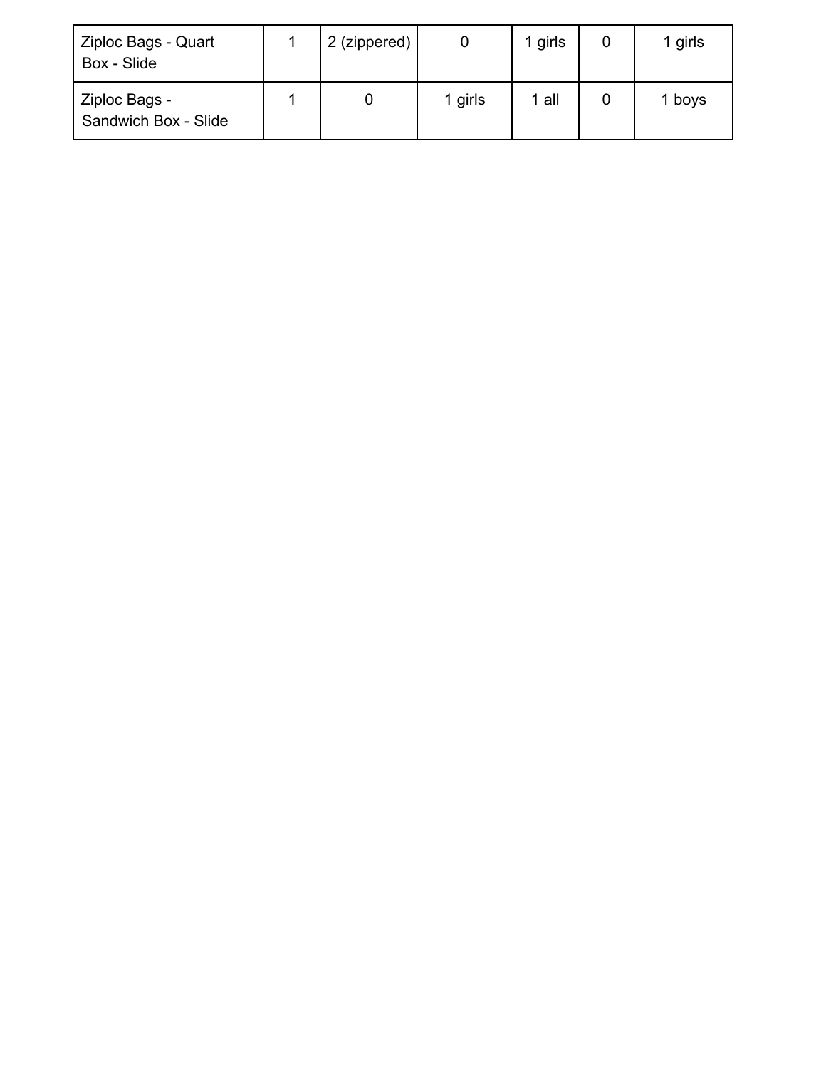| | | | | | | |
|---|---|---|---|---|---|---|
| Ziploc Bags - Quart Box - Slide | 1 | 2 (zippered) | 0 | 1 girls | 0 | 1 girls |
| Ziploc Bags - Sandwich Box - Slide | 1 | 0 | 1 girls | 1 all | 0 | 1 boys |